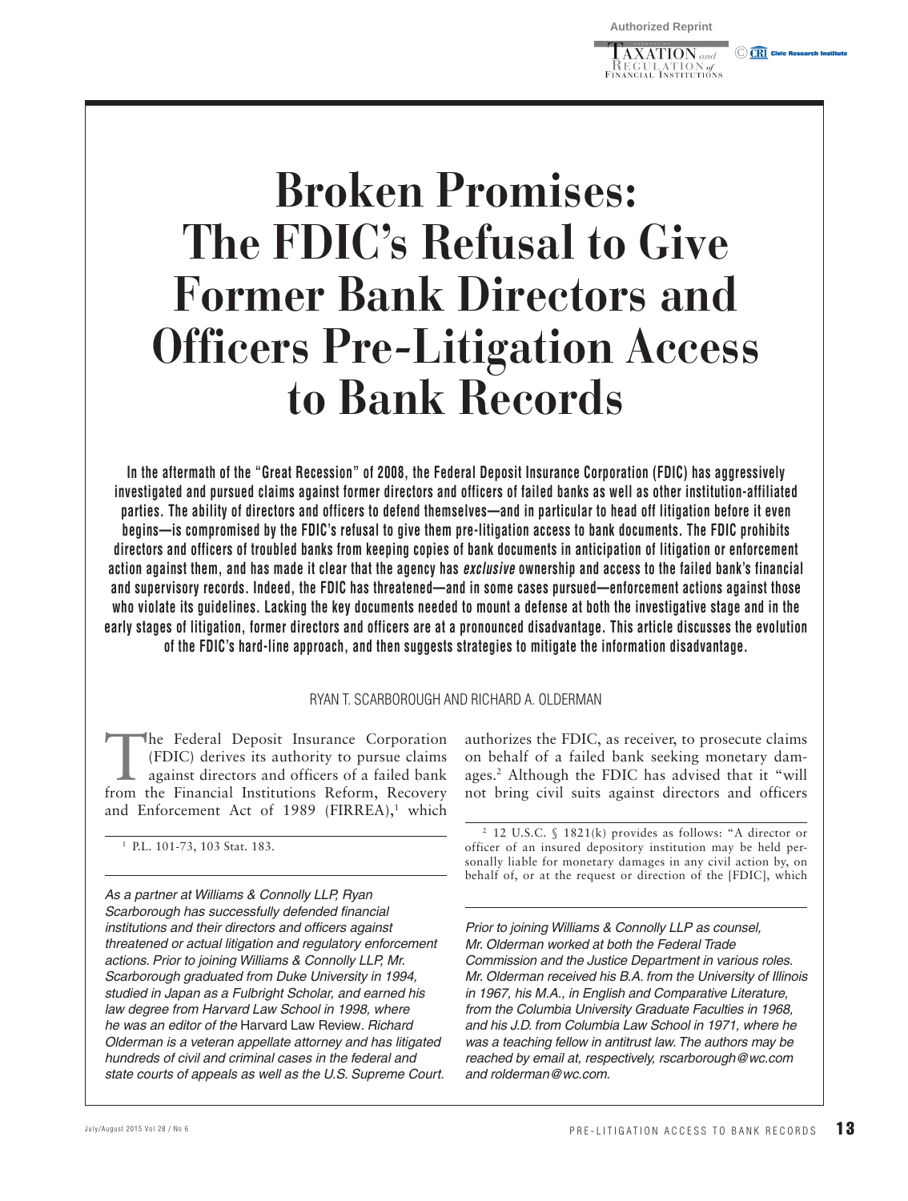Authorized Reprint

# Broken Promises: The FDIC's Refusal to Give Former Bank Directors and Officers Pre-Litigation Access to Bank Records

**In the aftermath of the "Great Recession" of 2008, the Federal Deposit Insurance Corporation (FDIC) has aggressively investigated and pursued claims against former directors and officers of failed banks as well as other institution-affiliated parties. The ability of directors and officers to defend themselves—and in particular to head off litigation before it even begins—is compromised by the FDIC's refusal to give them pre-litigation access to bank documents. The FDIC prohibits directors and officers of troubled banks from keeping copies of bank documents in anticipation of litigation or enforcement action against them, and has made it clear that the agency has *exclusive* ownership and access to the failed bank's financial and supervisory records. Indeed, the FDIC has threatened—and in some cases pursued—enforcement actions against those who violate its guidelines. Lacking the key documents needed to mount a defense at both the investigative stage and in the early stages of litigation, former directors and officers are at a pronounced disadvantage. This article discusses the evolution of the FDIC's hard-line approach, and then suggests strategies to mitigate the information disadvantage.**

RYAN T. SCARBOROUGH AND RICHARD A. OLDERMAN

The Federal Deposit Insurance Corporation (FDIC) derives its authority to pursue claims against directors and officers of a failed bank from the Financial Institutions Reform, Recovery and Enforcement Act of 1989 (FIRREA),[1] which authorizes the FDIC, as receiver, to prosecute claims on behalf of a failed bank seeking monetary damages.[2] Although the FDIC has advised that it "will not bring civil suits against directors and officers

[1] P.L. 101-73, 103 Stat. 183.

[2] 12 U.S.C. § 1821(k) provides as follows: "A director or officer of an insured depository institution may be held personally liable for monetary damages in any civil action by, on behalf of, or at the request or direction of the [FDIC], which

*As a partner at Williams & Connolly LLP, Ryan Scarborough has successfully defended financial institutions and their directors and officers against threatened or actual litigation and regulatory enforcement actions. Prior to joining Williams & Connolly LLP, Mr. Scarborough graduated from Duke University in 1994, studied in Japan as a Fulbright Scholar, and earned his law degree from Harvard Law School in 1998, where he was an editor of the* Harvard Law Review. *Richard Olderman is a veteran appellate attorney and has litigated hundreds of civil and criminal cases in the federal and state courts of appeals as well as the U.S. Supreme Court. Prior to joining Williams & Connolly LLP as counsel, Mr. Olderman worked at both the Federal Trade Commission and the Justice Department in various roles. Mr. Olderman received his B.A. from the University of Illinois in 1967, his M.A., in English and Comparative Literature, from the Columbia University Graduate Faculties in 1968, and his J.D. from Columbia Law School in 1971, where he was a teaching fellow in antitrust law. The authors may be reached by email at, respectively, rscarborough@wc.com and rolderman@wc.com.*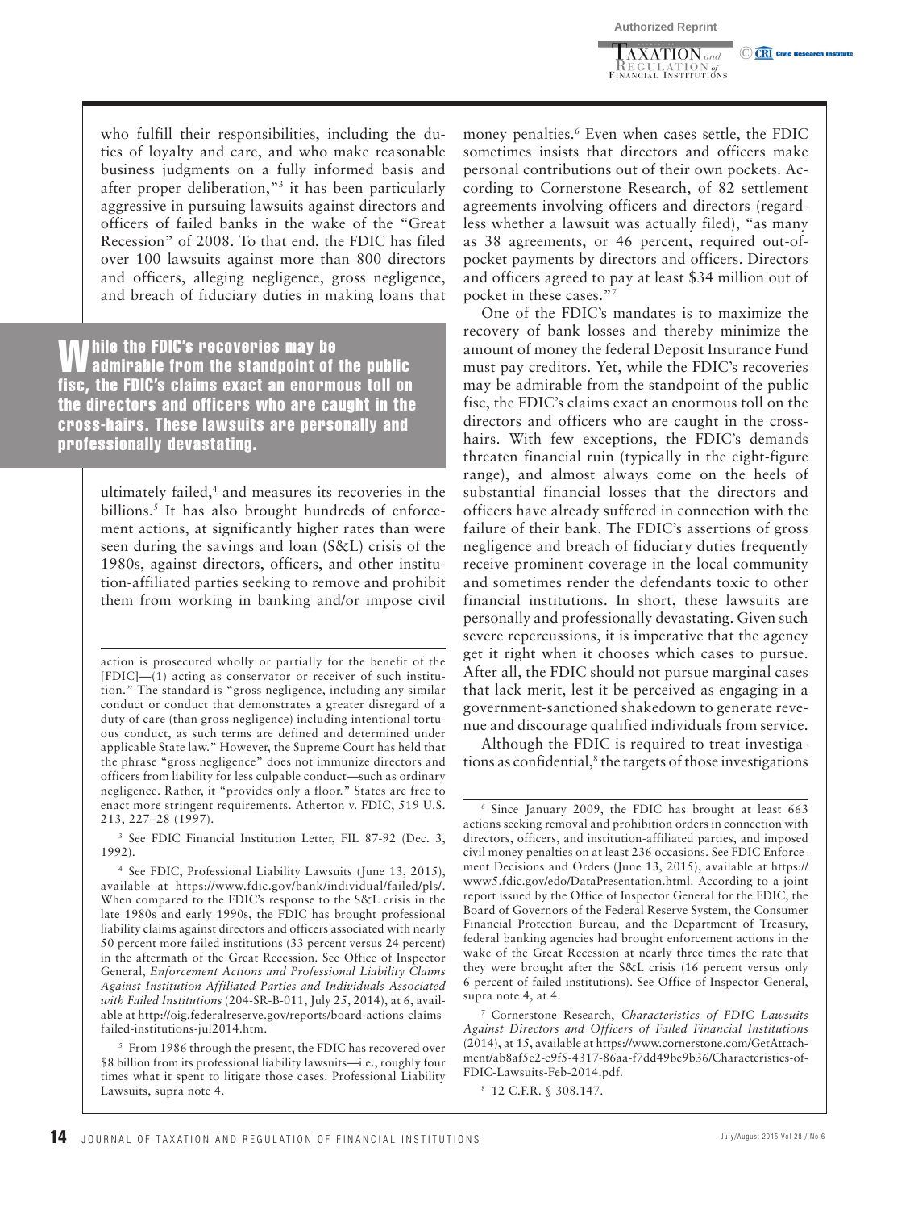who fulfill their responsibilities, including the duties of loyalty and care, and who make reasonable business judgments on a fully informed basis and after proper deliberation,"[3] it has been particularly aggressive in pursuing lawsuits against directors and officers of failed banks in the wake of the "Great Recession" of 2008. To that end, the FDIC has filed over 100 lawsuits against more than 800 directors and officers, alleging negligence, gross negligence, and breach of fiduciary duties in making loans that ultimately failed,[4] and measures its recoveries in the billions.[5] It has also brought hundreds of enforcement actions, at significantly higher rates than were seen during the savings and loan (S&L) crisis of the 1980s, against directors, officers, and other institution-affiliated parties seeking to remove and prohibit them from working in banking and/or impose civil money penalties.[6] Even when cases settle, the FDIC sometimes insists that directors and officers make personal contributions out of their own pockets. According to Cornerstone Research, of 82 settlement agreements involving officers and directors (regardless whether a lawsuit was actually filed), "as many as 38 agreements, or 46 percent, required out-of-pocket payments by directors and officers. Directors and officers agreed to pay at least $34 million out of pocket in these cases."[7]

> **While the FDIC's recoveries may be admirable from the standpoint of the public fisc, the FDIC's claims exact an enormous toll on the directors and officers who are caught in the cross-hairs. These lawsuits are personally and professionally devastating.**

One of the FDIC's mandates is to maximize the recovery of bank losses and thereby minimize the amount of money the federal Deposit Insurance Fund must pay creditors. Yet, while the FDIC's recoveries may be admirable from the standpoint of the public fisc, the FDIC's claims exact an enormous toll on the directors and officers who are caught in the cross-hairs. With few exceptions, the FDIC's demands threaten financial ruin (typically in the eight-figure range), and almost always come on the heels of substantial financial losses that the directors and officers have already suffered in connection with the failure of their bank. The FDIC's assertions of gross negligence and breach of fiduciary duties frequently receive prominent coverage in the local community and sometimes render the defendants toxic to other financial institutions. In short, these lawsuits are personally and professionally devastating. Given such severe repercussions, it is imperative that the agency get it right when it chooses which cases to pursue. After all, the FDIC should not pursue marginal cases that lack merit, lest it be perceived as engaging in a government-sanctioned shakedown to generate revenue and discourage qualified individuals from service.

Although the FDIC is required to treat investigations as confidential,[8] the targets of those investigations

---

action is prosecuted wholly or partially for the benefit of the [FDIC]—(1) acting as conservator or receiver of such institution." The standard is "gross negligence, including any similar conduct or conduct that demonstrates a greater disregard of a duty of care (than gross negligence) including intentional tortuous conduct, as such terms are defined and determined under applicable State law." However, the Supreme Court has held that the phrase "gross negligence" does not immunize directors and officers from liability for less culpable conduct—such as ordinary negligence. Rather, it "provides only a floor." States are free to enact more stringent requirements. Atherton v. FDIC, 519 U.S. 213, 227–28 (1997).

[3] See FDIC Financial Institution Letter, FIL 87-92 (Dec. 3, 1992).

[4] See FDIC, Professional Liability Lawsuits (June 13, 2015), available at https://www.fdic.gov/bank/individual/failed/pls/. When compared to the FDIC's response to the S&L crisis in the late 1980s and early 1990s, the FDIC has brought professional liability claims against directors and officers associated with nearly 50 percent more failed institutions (33 percent versus 24 percent) in the aftermath of the Great Recession. See Office of Inspector General, *Enforcement Actions and Professional Liability Claims Against Institution-Affiliated Parties and Individuals Associated with Failed Institutions* (204-SR-B-011, July 25, 2014), at 6, available at http://oig.federalreserve.gov/reports/board-actions-claims-failed-institutions-jul2014.htm.

[5] From 1986 through the present, the FDIC has recovered over $8 billion from its professional liability lawsuits—i.e., roughly four times what it spent to litigate those cases. Professional Liability Lawsuits, supra note 4.

[6] Since January 2009, the FDIC has brought at least 663 actions seeking removal and prohibition orders in connection with directors, officers, and institution-affiliated parties, and imposed civil money penalties on at least 236 occasions. See FDIC Enforcement Decisions and Orders (June 13, 2015), available at https://www5.fdic.gov/edo/DataPresentation.html. According to a joint report issued by the Office of Inspector General for the FDIC, the Board of Governors of the Federal Reserve System, the Consumer Financial Protection Bureau, and the Department of Treasury, federal banking agencies had brought enforcement actions in the wake of the Great Recession at nearly three times the rate that they were brought after the S&L crisis (16 percent versus only 6 percent of failed institutions). See Office of Inspector General, supra note 4, at 4.

[7] Cornerstone Research, *Characteristics of FDIC Lawsuits Against Directors and Officers of Failed Financial Institutions* (2014), at 15, available at https://www.cornerstone.com/GetAttachment/ab8af5e2-c9f5-4317-86aa-f7dd49be9b36/Characteristics-of-FDIC-Lawsuits-Feb-2014.pdf.

[8] 12 C.F.R. § 308.147.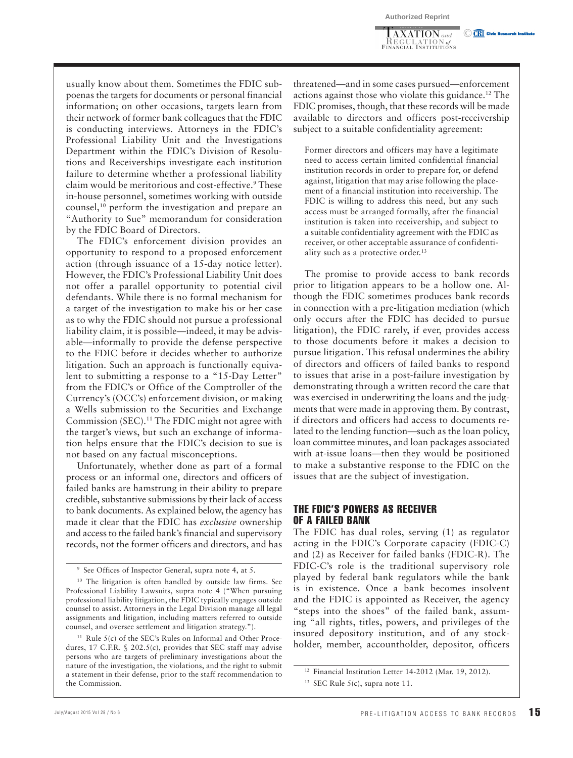usually know about them. Sometimes the FDIC subpoenas the targets for documents or personal financial information; on other occasions, targets learn from their network of former bank colleagues that the FDIC is conducting interviews. Attorneys in the FDIC's Professional Liability Unit and the Investigations Department within the FDIC's Division of Resolutions and Receiverships investigate each institution failure to determine whether a professional liability claim would be meritorious and cost-effective.[9] These in-house personnel, sometimes working with outside counsel,[10] perform the investigation and prepare an "Authority to Sue" memorandum for consideration by the FDIC Board of Directors.

The FDIC's enforcement division provides an opportunity to respond to a proposed enforcement action (through issuance of a 15-day notice letter). However, the FDIC's Professional Liability Unit does not offer a parallel opportunity to potential civil defendants. While there is no formal mechanism for a target of the investigation to make his or her case as to why the FDIC should not pursue a professional liability claim, it is possible—indeed, it may be advisable—informally to provide the defense perspective to the FDIC before it decides whether to authorize litigation. Such an approach is functionally equivalent to submitting a response to a "15-Day Letter" from the FDIC's or Office of the Comptroller of the Currency's (OCC's) enforcement division, or making a Wells submission to the Securities and Exchange Commission (SEC).[11] The FDIC might not agree with the target's views, but such an exchange of information helps ensure that the FDIC's decision to sue is not based on any factual misconceptions.

Unfortunately, whether done as part of a formal process or an informal one, directors and officers of failed banks are hamstrung in their ability to prepare credible, substantive submissions by their lack of access to bank documents. As explained below, the agency has made it clear that the FDIC has *exclusive* ownership and access to the failed bank's financial and supervisory records, not the former officers and directors, and has threatened—and in some cases pursued—enforcement actions against those who violate this guidance.[12] The FDIC promises, though, that these records will be made available to directors and officers post-receivership subject to a suitable confidentiality agreement:

> Former directors and officers may have a legitimate need to access certain limited confidential financial institution records in order to prepare for, or defend against, litigation that may arise following the placement of a financial institution into receivership. The FDIC is willing to address this need, but any such access must be arranged formally, after the financial institution is taken into receivership, and subject to a suitable confidentiality agreement with the FDIC as receiver, or other acceptable assurance of confidentiality such as a protective order.[13]

The promise to provide access to bank records prior to litigation appears to be a hollow one. Although the FDIC sometimes produces bank records in connection with a pre-litigation mediation (which only occurs after the FDIC has decided to pursue litigation), the FDIC rarely, if ever, provides access to those documents before it makes a decision to pursue litigation. This refusal undermines the ability of directors and officers of failed banks to respond to issues that arise in a post-failure investigation by demonstrating through a written record the care that was exercised in underwriting the loans and the judgments that were made in approving them. By contrast, if directors and officers had access to documents related to the lending function—such as the loan policy, loan committee minutes, and loan packages associated with at-issue loans—then they would be positioned to make a substantive response to the FDIC on the issues that are the subject of investigation.

## THE FDIC'S POWERS AS RECEIVER OF A FAILED BANK

The FDIC has dual roles, serving (1) as regulator acting in the FDIC's Corporate capacity (FDIC-C) and (2) as Receiver for failed banks (FDIC-R). The FDIC-C's role is the traditional supervisory role played by federal bank regulators while the bank is in existence. Once a bank becomes insolvent and the FDIC is appointed as Receiver, the agency "steps into the shoes" of the failed bank, assuming "all rights, titles, powers, and privileges of the insured depository institution, and of any stockholder, member, accountholder, depositor, officers

---

[9] See Offices of Inspector General, supra note 4, at 5.

[10] The litigation is often handled by outside law firms. See Professional Liability Lawsuits, supra note 4 ("When pursuing professional liability litigation, the FDIC typically engages outside counsel to assist. Attorneys in the Legal Division manage all legal assignments and litigation, including matters referred to outside counsel, and oversee settlement and litigation strategy.").

[11] Rule 5(c) of the SEC's Rules on Informal and Other Procedures, 17 C.F.R. § 202.5(c), provides that SEC staff may advise persons who are targets of preliminary investigations about the nature of the investigation, the violations, and the right to submit a statement in their defense, prior to the staff recommendation to the Commission.

[12] Financial Institution Letter 14-2012 (Mar. 19, 2012).

[13] SEC Rule 5(c), supra note 11.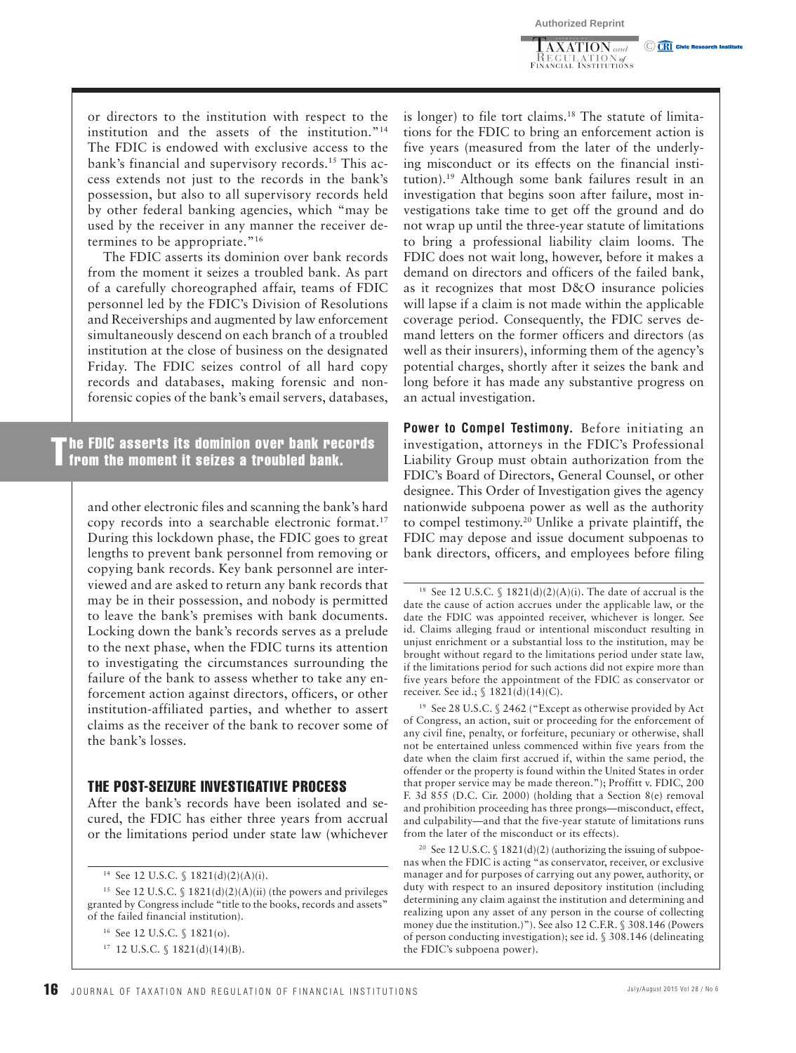or directors to the institution with respect to the institution and the assets of the institution."[14] The FDIC is endowed with exclusive access to the bank's financial and supervisory records.[15] This access extends not just to the records in the bank's possession, but also to all supervisory records held by other federal banking agencies, which "may be used by the receiver in any manner the receiver determines to be appropriate."[16]

The FDIC asserts its dominion over bank records from the moment it seizes a troubled bank. As part of a carefully choreographed affair, teams of FDIC personnel led by the FDIC's Division of Resolutions and Receiverships and augmented by law enforcement simultaneously descend on each branch of a troubled institution at the close of business on the designated Friday. The FDIC seizes control of all hard copy records and databases, making forensic and non-forensic copies of the bank's email servers, databases, and other electronic files and scanning the bank's hard copy records into a searchable electronic format.[17] During this lockdown phase, the FDIC goes to great lengths to prevent bank personnel from removing or copying bank records. Key bank personnel are interviewed and are asked to return any bank records that may be in their possession, and nobody is permitted to leave the bank's premises with bank documents. Locking down the bank's records serves as a prelude to the next phase, when the FDIC turns its attention to investigating the circumstances surrounding the failure of the bank to assess whether to take any enforcement action against directors, officers, or other institution-affiliated parties, and whether to assert claims as the receiver of the bank to recover some of the bank's losses.

> **The FDIC asserts its dominion over bank records from the moment it seizes a troubled bank.**

## THE POST-SEIZURE INVESTIGATIVE PROCESS

After the bank's records have been isolated and secured, the FDIC has either three years from accrual or the limitations period under state law (whichever is longer) to file tort claims.[18] The statute of limitations for the FDIC to bring an enforcement action is five years (measured from the later of the underlying misconduct or its effects on the financial institution).[19] Although some bank failures result in an investigation that begins soon after failure, most investigations take time to get off the ground and do not wrap up until the three-year statute of limitations to bring a professional liability claim looms. The FDIC does not wait long, however, before it makes a demand on directors and officers of the failed bank, as it recognizes that most D&O insurance policies will lapse if a claim is not made within the applicable coverage period. Consequently, the FDIC serves demand letters on the former officers and directors (as well as their insurers), informing them of the agency's potential charges, shortly after it seizes the bank and long before it has made any substantive progress on an actual investigation.

**Power to Compel Testimony.** Before initiating an investigation, attorneys in the FDIC's Professional Liability Group must obtain authorization from the FDIC's Board of Directors, General Counsel, or other designee. This Order of Investigation gives the agency nationwide subpoena power as well as the authority to compel testimony.[20] Unlike a private plaintiff, the FDIC may depose and issue document subpoenas to bank directors, officers, and employees before filing

---

[14] See 12 U.S.C. § 1821(d)(2)(A)(i).

[15] See 12 U.S.C. § 1821(d)(2)(A)(ii) (the powers and privileges granted by Congress include "title to the books, records and assets" of the failed financial institution).

[16] See 12 U.S.C. § 1821(o).

[17] 12 U.S.C. § 1821(d)(14)(B).

[18] See 12 U.S.C. § 1821(d)(2)(A)(i). The date of accrual is the date the cause of action accrues under the applicable law, or the date the FDIC was appointed receiver, whichever is longer. See id. Claims alleging fraud or intentional misconduct resulting in unjust enrichment or a substantial loss to the institution, may be brought without regard to the limitations period under state law, if the limitations period for such actions did not expire more than five years before the appointment of the FDIC as conservator or receiver. See id.; § 1821(d)(14)(C).

[19] See 28 U.S.C. § 2462 ("Except as otherwise provided by Act of Congress, an action, suit or proceeding for the enforcement of any civil fine, penalty, or forfeiture, pecuniary or otherwise, shall not be entertained unless commenced within five years from the date when the claim first accrued if, within the same period, the offender or the property is found within the United States in order that proper service may be made thereon."); Proffitt v. FDIC, 200 F. 3d 855 (D.C. Cir. 2000) (holding that a Section 8(e) removal and prohibition proceeding has three prongs—misconduct, effect, and culpability—and that the five-year statute of limitations runs from the later of the misconduct or its effects).

[20] See 12 U.S.C. § 1821(d)(2) (authorizing the issuing of subpoenas when the FDIC is acting "as conservator, receiver, or exclusive manager and for purposes of carrying out any power, authority, or duty with respect to an insured depository institution (including determining any claim against the institution and determining and realizing upon any asset of any person in the course of collecting money due the institution.)"). See also 12 C.F.R. § 308.146 (Powers of person conducting investigation); see id. § 308.146 (delineating the FDIC's subpoena power).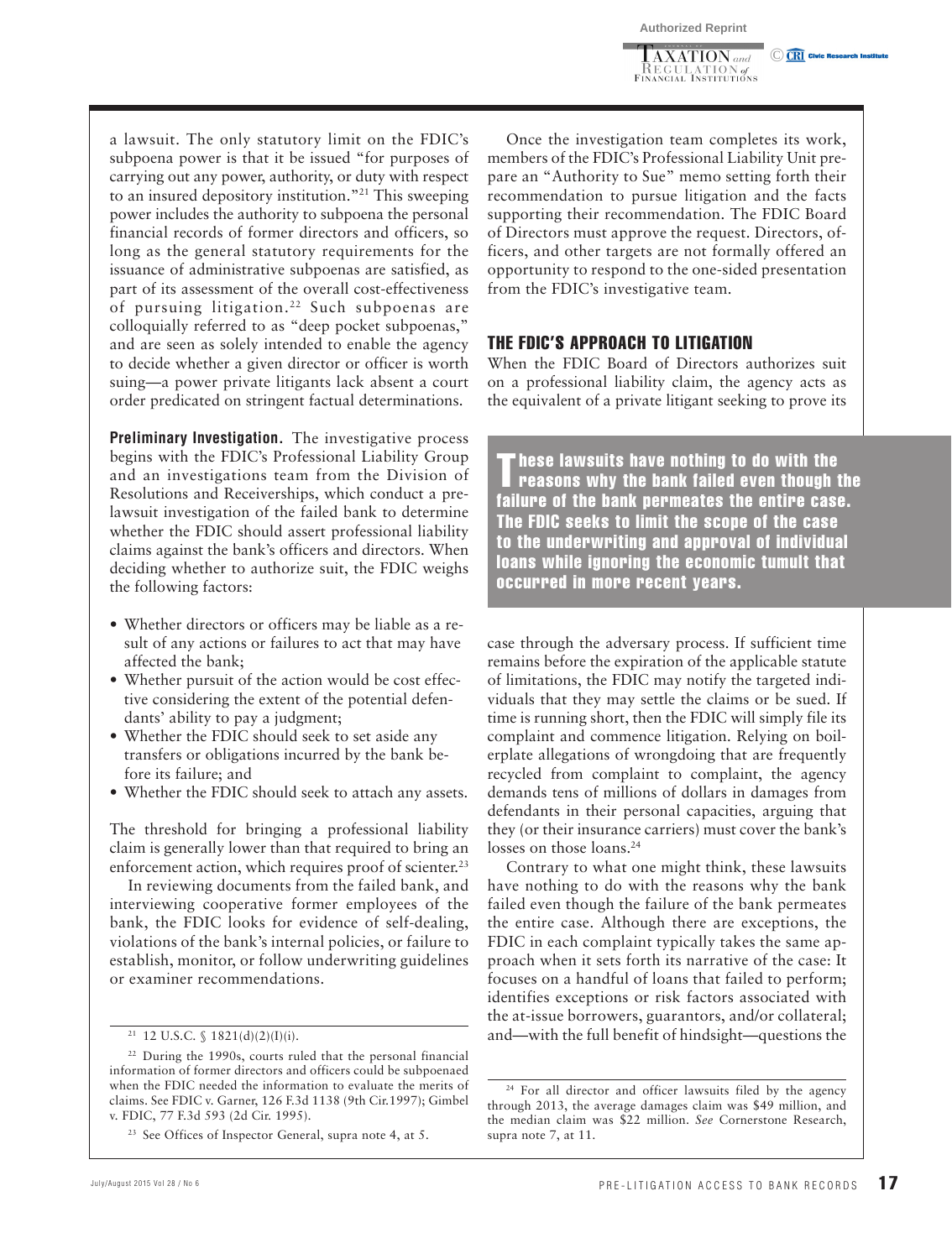a lawsuit. The only statutory limit on the FDIC's subpoena power is that it be issued "for purposes of carrying out any power, authority, or duty with respect to an insured depository institution."[21] This sweeping power includes the authority to subpoena the personal financial records of former directors and officers, so long as the general statutory requirements for the issuance of administrative subpoenas are satisfied, as part of its assessment of the overall cost-effectiveness of pursuing litigation.[22] Such subpoenas are colloquially referred to as "deep pocket subpoenas," and are seen as solely intended to enable the agency to decide whether a given director or officer is worth suing—a power private litigants lack absent a court order predicated on stringent factual determinations.

**Preliminary Investigation.** The investigative process begins with the FDIC's Professional Liability Group and an investigations team from the Division of Resolutions and Receiverships, which conduct a pre-lawsuit investigation of the failed bank to determine whether the FDIC should assert professional liability claims against the bank's officers and directors. When deciding whether to authorize suit, the FDIC weighs the following factors:

- Whether directors or officers may be liable as a result of any actions or failures to act that may have affected the bank;
- Whether pursuit of the action would be cost effective considering the extent of the potential defendants' ability to pay a judgment;
- Whether the FDIC should seek to set aside any transfers or obligations incurred by the bank before its failure; and
- Whether the FDIC should seek to attach any assets.

The threshold for bringing a professional liability claim is generally lower than that required to bring an enforcement action, which requires proof of scienter.[23]

In reviewing documents from the failed bank, and interviewing cooperative former employees of the bank, the FDIC looks for evidence of self-dealing, violations of the bank's internal policies, or failure to establish, monitor, or follow underwriting guidelines or examiner recommendations.

Once the investigation team completes its work, members of the FDIC's Professional Liability Unit prepare an "Authority to Sue" memo setting forth their recommendation to pursue litigation and the facts supporting their recommendation. The FDIC Board of Directors must approve the request. Directors, officers, and other targets are not formally offered an opportunity to respond to the one-sided presentation from the FDIC's investigative team.

## THE FDIC'S APPROACH TO LITIGATION

When the FDIC Board of Directors authorizes suit on a professional liability claim, the agency acts as the equivalent of a private litigant seeking to prove its case through the adversary process. If sufficient time remains before the expiration of the applicable statute of limitations, the FDIC may notify the targeted individuals that they may settle the claims or be sued. If time is running short, then the FDIC will simply file its complaint and commence litigation. Relying on boilerplate allegations of wrongdoing that are frequently recycled from complaint to complaint, the agency demands tens of millions of dollars in damages from defendants in their personal capacities, arguing that they (or their insurance carriers) must cover the bank's losses on those loans.[24]

> **These lawsuits have nothing to do with the reasons why the bank failed even though the failure of the bank permeates the entire case. The FDIC seeks to limit the scope of the case to the underwriting and approval of individual loans while ignoring the economic tumult that occurred in more recent years.**

Contrary to what one might think, these lawsuits have nothing to do with the reasons why the bank failed even though the failure of the bank permeates the entire case. Although there are exceptions, the FDIC in each complaint typically takes the same approach when it sets forth its narrative of the case: It focuses on a handful of loans that failed to perform; identifies exceptions or risk factors associated with the at-issue borrowers, guarantors, and/or collateral; and—with the full benefit of hindsight—questions the

---

[21] 12 U.S.C. § 1821(d)(2)(I)(i).

[22] During the 1990s, courts ruled that the personal financial information of former directors and officers could be subpoenaed when the FDIC needed the information to evaluate the merits of claims. See FDIC v. Garner, 126 F.3d 1138 (9th Cir.1997); Gimbel v. FDIC, 77 F.3d 593 (2d Cir. 1995).

[23] See Offices of Inspector General, supra note 4, at 5.

[24] For all director and officer lawsuits filed by the agency through 2013, the average damages claim was $49 million, and the median claim was $22 million. *See* Cornerstone Research, supra note 7, at 11.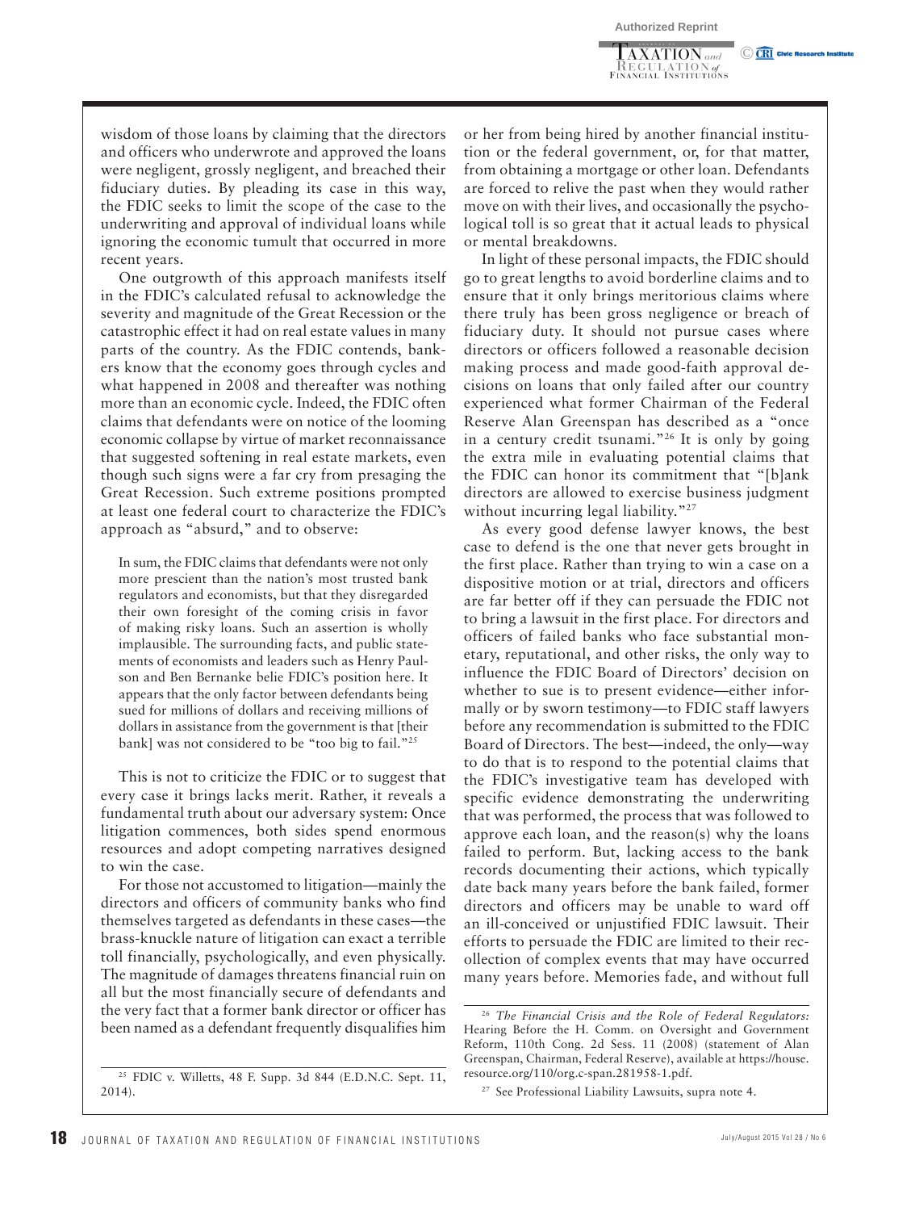wisdom of those loans by claiming that the directors and officers who underwrote and approved the loans were negligent, grossly negligent, and breached their fiduciary duties. By pleading its case in this way, the FDIC seeks to limit the scope of the case to the underwriting and approval of individual loans while ignoring the economic tumult that occurred in more recent years.

One outgrowth of this approach manifests itself in the FDIC's calculated refusal to acknowledge the severity and magnitude of the Great Recession or the catastrophic effect it had on real estate values in many parts of the country. As the FDIC contends, bankers know that the economy goes through cycles and what happened in 2008 and thereafter was nothing more than an economic cycle. Indeed, the FDIC often claims that defendants were on notice of the looming economic collapse by virtue of market reconnaissance that suggested softening in real estate markets, even though such signs were a far cry from presaging the Great Recession. Such extreme positions prompted at least one federal court to characterize the FDIC's approach as "absurd," and to observe:

> In sum, the FDIC claims that defendants were not only more prescient than the nation's most trusted bank regulators and economists, but that they disregarded their own foresight of the coming crisis in favor of making risky loans. Such an assertion is wholly implausible. The surrounding facts, and public statements of economists and leaders such as Henry Paulson and Ben Bernanke belie FDIC's position here. It appears that the only factor between defendants being sued for millions of dollars and receiving millions of dollars in assistance from the government is that [their bank] was not considered to be "too big to fail."[25]

This is not to criticize the FDIC or to suggest that every case it brings lacks merit. Rather, it reveals a fundamental truth about our adversary system: Once litigation commences, both sides spend enormous resources and adopt competing narratives designed to win the case.

For those not accustomed to litigation—mainly the directors and officers of community banks who find themselves targeted as defendants in these cases—the brass-knuckle nature of litigation can exact a terrible toll financially, psychologically, and even physically. The magnitude of damages threatens financial ruin on all but the most financially secure of defendants and the very fact that a former bank director or officer has been named as a defendant frequently disqualifies him or her from being hired by another financial institution or the federal government, or, for that matter, from obtaining a mortgage or other loan. Defendants are forced to relive the past when they would rather move on with their lives, and occasionally the psychological toll is so great that it actual leads to physical or mental breakdowns.

In light of these personal impacts, the FDIC should go to great lengths to avoid borderline claims and to ensure that it only brings meritorious claims where there truly has been gross negligence or breach of fiduciary duty. It should not pursue cases where directors or officers followed a reasonable decision making process and made good-faith approval decisions on loans that only failed after our country experienced what former Chairman of the Federal Reserve Alan Greenspan has described as a "once in a century credit tsunami."[26] It is only by going the extra mile in evaluating potential claims that the FDIC can honor its commitment that "[b]ank directors are allowed to exercise business judgment without incurring legal liability."[27]

As every good defense lawyer knows, the best case to defend is the one that never gets brought in the first place. Rather than trying to win a case on a dispositive motion or at trial, directors and officers are far better off if they can persuade the FDIC not to bring a lawsuit in the first place. For directors and officers of failed banks who face substantial monetary, reputational, and other risks, the only way to influence the FDIC Board of Directors' decision on whether to sue is to present evidence—either informally or by sworn testimony—to FDIC staff lawyers before any recommendation is submitted to the FDIC Board of Directors. The best—indeed, the only—way to do that is to respond to the potential claims that the FDIC's investigative team has developed with specific evidence demonstrating the underwriting that was performed, the process that was followed to approve each loan, and the reason(s) why the loans failed to perform. But, lacking access to the bank records documenting their actions, which typically date back many years before the bank failed, former directors and officers may be unable to ward off an ill-conceived or unjustified FDIC lawsuit. Their efforts to persuade the FDIC are limited to their recollection of complex events that may have occurred many years before. Memories fade, and without full

---

[25] FDIC v. Willetts, 48 F. Supp. 3d 844 (E.D.N.C. Sept. 11, 2014).

[26] *The Financial Crisis and the Role of Federal Regulators:* Hearing Before the H. Comm. on Oversight and Government Reform, 110th Cong. 2d Sess. 11 (2008) (statement of Alan Greenspan, Chairman, Federal Reserve), available at https://house.resource.org/110/org.c-span.281958-1.pdf.

[27] See Professional Liability Lawsuits, supra note 4.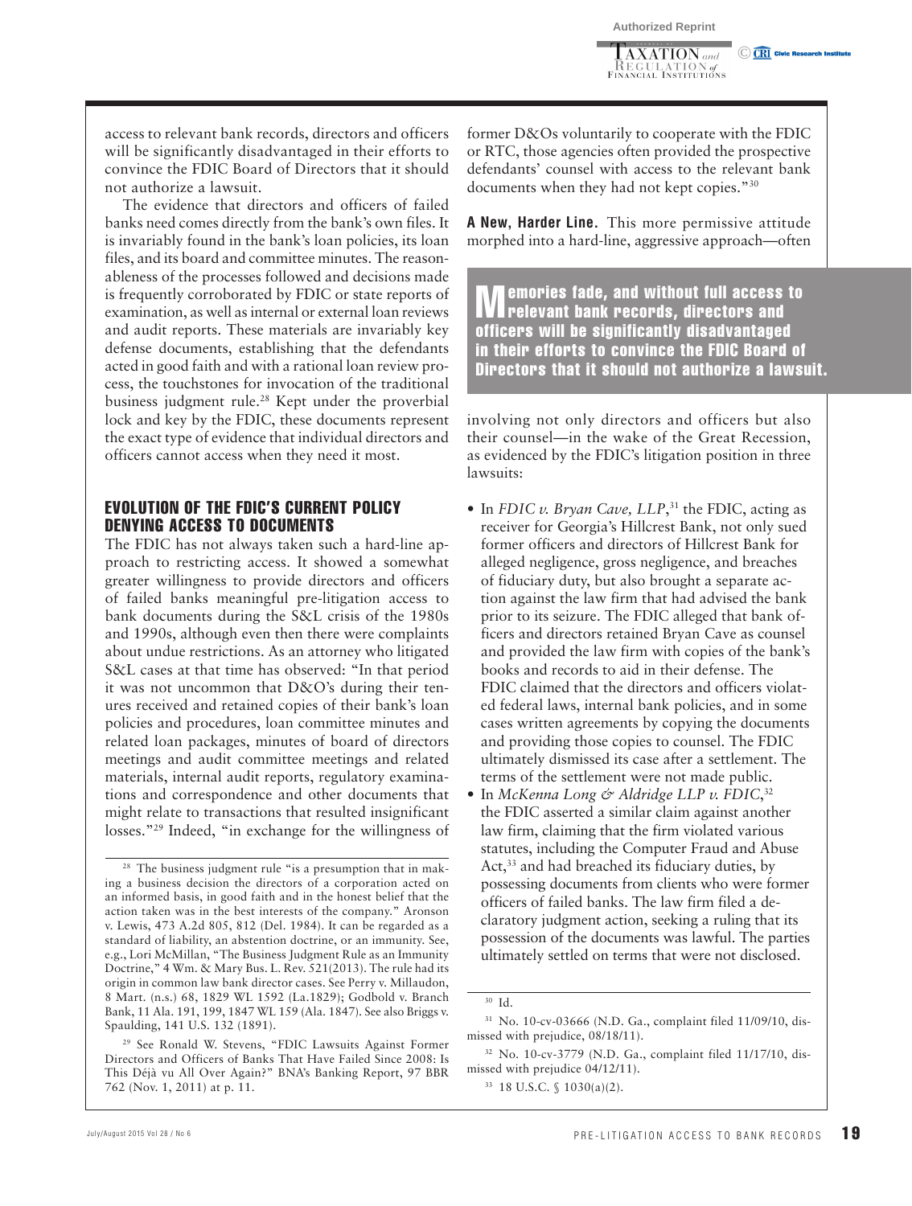access to relevant bank records, directors and officers will be significantly disadvantaged in their efforts to convince the FDIC Board of Directors that it should not authorize a lawsuit.

The evidence that directors and officers of failed banks need comes directly from the bank's own files. It is invariably found in the bank's loan policies, its loan files, and its board and committee minutes. The reasonableness of the processes followed and decisions made is frequently corroborated by FDIC or state reports of examination, as well as internal or external loan reviews and audit reports. These materials are invariably key defense documents, establishing that the defendants acted in good faith and with a rational loan review process, the touchstones for invocation of the traditional business judgment rule.[28] Kept under the proverbial lock and key by the FDIC, these documents represent the exact type of evidence that individual directors and officers cannot access when they need it most.

## EVOLUTION OF THE FDIC'S CURRENT POLICY DENYING ACCESS TO DOCUMENTS

The FDIC has not always taken such a hard-line approach to restricting access. It showed a somewhat greater willingness to provide directors and officers of failed banks meaningful pre-litigation access to bank documents during the S&L crisis of the 1980s and 1990s, although even then there were complaints about undue restrictions. As an attorney who litigated S&L cases at that time has observed: "In that period it was not uncommon that D&O's during their tenures received and retained copies of their bank's loan policies and procedures, loan committee minutes and related loan packages, minutes of board of directors meetings and audit committee meetings and related materials, internal audit reports, regulatory examinations and correspondence and other documents that might relate to transactions that resulted insignificant losses."[29] Indeed, "in exchange for the willingness of former D&Os voluntarily to cooperate with the FDIC or RTC, those agencies often provided the prospective defendants' counsel with access to the relevant bank documents when they had not kept copies."[30]

**A New, Harder Line.** This more permissive attitude morphed into a hard-line, aggressive approach—often involving not only directors and officers but also their counsel—in the wake of the Great Recession, as evidenced by the FDIC's litigation position in three lawsuits:

> **Memories fade, and without full access to relevant bank records, directors and officers will be significantly disadvantaged in their efforts to convince the FDIC Board of Directors that it should not authorize a lawsuit.**

- In *FDIC v. Bryan Cave, LLP*,[31] the FDIC, acting as receiver for Georgia's Hillcrest Bank, not only sued former officers and directors of Hillcrest Bank for alleged negligence, gross negligence, and breaches of fiduciary duty, but also brought a separate action against the law firm that had advised the bank prior to its seizure. The FDIC alleged that bank officers and directors retained Bryan Cave as counsel and provided the law firm with copies of the bank's books and records to aid in their defense. The FDIC claimed that the directors and officers violated federal laws, internal bank policies, and in some cases written agreements by copying the documents and providing those copies to counsel. The FDIC ultimately dismissed its case after a settlement. The terms of the settlement were not made public.
- In *McKenna Long & Aldridge LLP v. FDIC*,[32] the FDIC asserted a similar claim against another law firm, claiming that the firm violated various statutes, including the Computer Fraud and Abuse Act,[33] and had breached its fiduciary duties, by possessing documents from clients who were former officers of failed banks. The law firm filed a declaratory judgment action, seeking a ruling that its possession of the documents was lawful. The parties ultimately settled on terms that were not disclosed.

---

[28] The business judgment rule "is a presumption that in making a business decision the directors of a corporation acted on an informed basis, in good faith and in the honest belief that the action taken was in the best interests of the company." Aronson v. Lewis, 473 A.2d 805, 812 (Del. 1984). It can be regarded as a standard of liability, an abstention doctrine, or an immunity. See, e.g., Lori McMillan, "The Business Judgment Rule as an Immunity Doctrine," 4 Wm. & Mary Bus. L. Rev. 521(2013). The rule had its origin in common law bank director cases. See Perry v. Millaudon, 8 Mart. (n.s.) 68, 1829 WL 1592 (La.1829); Godbold v. Branch Bank, 11 Ala. 191, 199, 1847 WL 159 (Ala. 1847). See also Briggs v. Spaulding, 141 U.S. 132 (1891).

[29] See Ronald W. Stevens, "FDIC Lawsuits Against Former Directors and Officers of Banks That Have Failed Since 2008: Is This Déjà vu All Over Again?" BNA's Banking Report, 97 BBR 762 (Nov. 1, 2011) at p. 11.

[30] Id.

[31] No. 10-cv-03666 (N.D. Ga., complaint filed 11/09/10, dismissed with prejudice, 08/18/11).

[32] No. 10-cv-3779 (N.D. Ga., complaint filed 11/17/10, dismissed with prejudice 04/12/11).

[33] 18 U.S.C. § 1030(a)(2).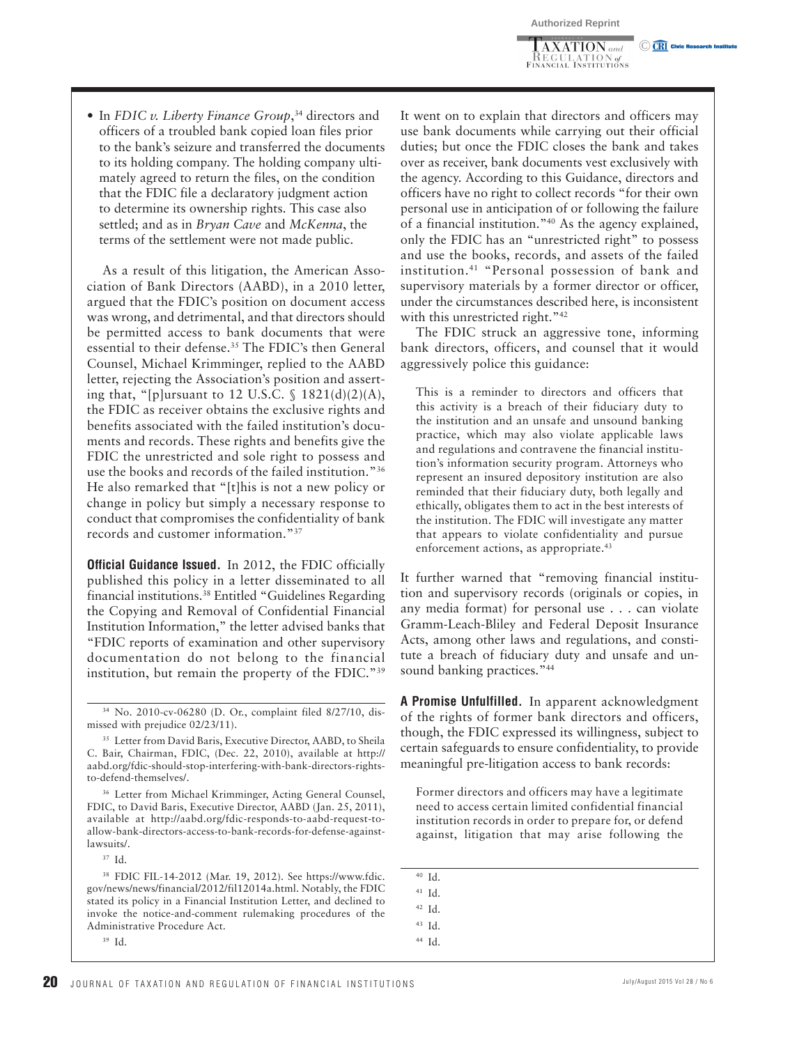- In *FDIC v. Liberty Finance Group*,[34] directors and officers of a troubled bank copied loan files prior to the bank's seizure and transferred the documents to its holding company. The holding company ultimately agreed to return the files, on the condition that the FDIC file a declaratory judgment action to determine its ownership rights. This case also settled; and as in *Bryan Cave* and *McKenna*, the terms of the settlement were not made public.

As a result of this litigation, the American Association of Bank Directors (AABD), in a 2010 letter, argued that the FDIC's position on document access was wrong, and detrimental, and that directors should be permitted access to bank documents that were essential to their defense.[35] The FDIC's then General Counsel, Michael Krimminger, replied to the AABD letter, rejecting the Association's position and asserting that, "[p]ursuant to 12 U.S.C. § 1821(d)(2)(A), the FDIC as receiver obtains the exclusive rights and benefits associated with the failed institution's documents and records. These rights and benefits give the FDIC the unrestricted and sole right to possess and use the books and records of the failed institution."[36] He also remarked that "[t]his is not a new policy or change in policy but simply a necessary response to conduct that compromises the confidentiality of bank records and customer information."[37]

**Official Guidance Issued.** In 2012, the FDIC officially published this policy in a letter disseminated to all financial institutions.[38] Entitled "Guidelines Regarding the Copying and Removal of Confidential Financial Institution Information," the letter advised banks that "FDIC reports of examination and other supervisory documentation do not belong to the financial institution, but remain the property of the FDIC."[39]

It went on to explain that directors and officers may use bank documents while carrying out their official duties; but once the FDIC closes the bank and takes over as receiver, bank documents vest exclusively with the agency. According to this Guidance, directors and officers have no right to collect records "for their own personal use in anticipation of or following the failure of a financial institution."[40] As the agency explained, only the FDIC has an "unrestricted right" to possess and use the books, records, and assets of the failed institution.[41] "Personal possession of bank and supervisory materials by a former director or officer, under the circumstances described here, is inconsistent with this unrestricted right."[42]

The FDIC struck an aggressive tone, informing bank directors, officers, and counsel that it would aggressively police this guidance:

> This is a reminder to directors and officers that this activity is a breach of their fiduciary duty to the institution and an unsafe and unsound banking practice, which may also violate applicable laws and regulations and contravene the financial institution's information security program. Attorneys who represent an insured depository institution are also reminded that their fiduciary duty, both legally and ethically, obligates them to act in the best interests of the institution. The FDIC will investigate any matter that appears to violate confidentiality and pursue enforcement actions, as appropriate.[43]

It further warned that "removing financial institution and supervisory records (originals or copies, in any media format) for personal use . . . can violate Gramm-Leach-Bliley and Federal Deposit Insurance Acts, among other laws and regulations, and constitute a breach of fiduciary duty and unsafe and unsound banking practices."[44]

**A Promise Unfulfilled.** In apparent acknowledgment of the rights of former bank directors and officers, though, the FDIC expressed its willingness, subject to certain safeguards to ensure confidentiality, to provide meaningful pre-litigation access to bank records:

> Former directors and officers may have a legitimate need to access certain limited confidential financial institution records in order to prepare for, or defend against, litigation that may arise following the

---

[34] No. 2010-cv-06280 (D. Or., complaint filed 8/27/10, dismissed with prejudice 02/23/11).

[35] Letter from David Baris, Executive Director, AABD, to Sheila C. Bair, Chairman, FDIC, (Dec. 22, 2010), available at http://aabd.org/fdic-should-stop-interfering-with-bank-directors-rights-to-defend-themselves/.

[36] Letter from Michael Krimminger, Acting General Counsel, FDIC, to David Baris, Executive Director, AABD (Jan. 25, 2011), available at http://aabd.org/fdic-responds-to-aabd-request-to-allow-bank-directors-access-to-bank-records-for-defense-against-lawsuits/.

[37] Id.

[38] FDIC FIL-14-2012 (Mar. 19, 2012). See https://www.fdic.gov/news/news/financial/2012/fil12014a.html. Notably, the FDIC stated its policy in a Financial Institution Letter, and declined to invoke the notice-and-comment rulemaking procedures of the Administrative Procedure Act.

[39] Id.

[40] Id.

[41] Id.

[42] Id.

[43] Id.

[44] Id.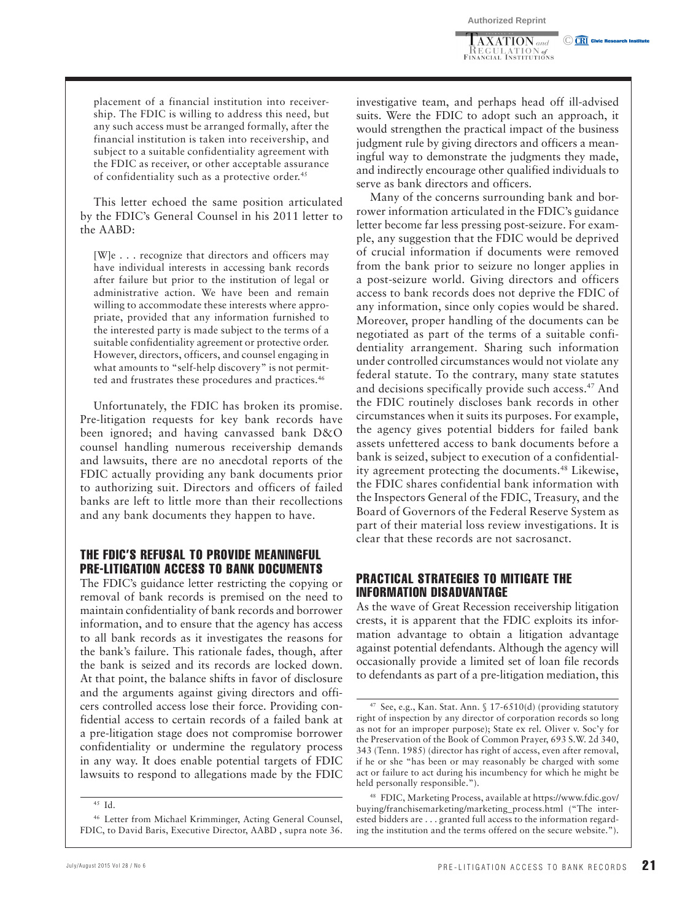placement of a financial institution into receivership. The FDIC is willing to address this need, but any such access must be arranged formally, after the financial institution is taken into receivership, and subject to a suitable confidentiality agreement with the FDIC as receiver, or other acceptable assurance of confidentiality such as a protective order.[45]

This letter echoed the same position articulated by the FDIC's General Counsel in his 2011 letter to the AABD:

> [W]e . . . recognize that directors and officers may have individual interests in accessing bank records after failure but prior to the institution of legal or administrative action. We have been and remain willing to accommodate these interests where appropriate, provided that any information furnished to the interested party is made subject to the terms of a suitable confidentiality agreement or protective order. However, directors, officers, and counsel engaging in what amounts to "self-help discovery" is not permitted and frustrates these procedures and practices.[46]

Unfortunately, the FDIC has broken its promise. Pre-litigation requests for key bank records have been ignored; and having canvassed bank D&O counsel handling numerous receivership demands and lawsuits, there are no anecdotal reports of the FDIC actually providing any bank documents prior to authorizing suit. Directors and officers of failed banks are left to little more than their recollections and any bank documents they happen to have.

## THE FDIC'S REFUSAL TO PROVIDE MEANINGFUL PRE-LITIGATION ACCESS TO BANK DOCUMENTS

The FDIC's guidance letter restricting the copying or removal of bank records is premised on the need to maintain confidentiality of bank records and borrower information, and to ensure that the agency has access to all bank records as it investigates the reasons for the bank's failure. This rationale fades, though, after the bank is seized and its records are locked down. At that point, the balance shifts in favor of disclosure and the arguments against giving directors and officers controlled access lose their force. Providing confidential access to certain records of a failed bank at a pre-litigation stage does not compromise borrower confidentiality or undermine the regulatory process in any way. It does enable potential targets of FDIC lawsuits to respond to allegations made by the FDIC investigative team, and perhaps head off ill-advised suits. Were the FDIC to adopt such an approach, it would strengthen the practical impact of the business judgment rule by giving directors and officers a meaningful way to demonstrate the judgments they made, and indirectly encourage other qualified individuals to serve as bank directors and officers.

Many of the concerns surrounding bank and borrower information articulated in the FDIC's guidance letter become far less pressing post-seizure. For example, any suggestion that the FDIC would be deprived of crucial information if documents were removed from the bank prior to seizure no longer applies in a post-seizure world. Giving directors and officers access to bank records does not deprive the FDIC of any information, since only copies would be shared. Moreover, proper handling of the documents can be negotiated as part of the terms of a suitable confidentiality arrangement. Sharing such information under controlled circumstances would not violate any federal statute. To the contrary, many state statutes and decisions specifically provide such access.[47] And the FDIC routinely discloses bank records in other circumstances when it suits its purposes. For example, the agency gives potential bidders for failed bank assets unfettered access to bank documents before a bank is seized, subject to execution of a confidentiality agreement protecting the documents.[48] Likewise, the FDIC shares confidential bank information with the Inspectors General of the FDIC, Treasury, and the Board of Governors of the Federal Reserve System as part of their material loss review investigations. It is clear that these records are not sacrosanct.

## PRACTICAL STRATEGIES TO MITIGATE THE INFORMATION DISADVANTAGE

As the wave of Great Recession receivership litigation crests, it is apparent that the FDIC exploits its information advantage to obtain a litigation advantage against potential defendants. Although the agency will occasionally provide a limited set of loan file records to defendants as part of a pre-litigation mediation, this

---

[45] Id.

[46] Letter from Michael Krimminger, Acting General Counsel, FDIC, to David Baris, Executive Director, AABD , supra note 36.

[47] See, e.g., Kan. Stat. Ann. § 17-6510(d) (providing statutory right of inspection by any director of corporation records so long as not for an improper purpose); State ex rel. Oliver v. Soc'y for the Preservation of the Book of Common Prayer, 693 S.W. 2d 340, 343 (Tenn. 1985) (director has right of access, even after removal, if he or she "has been or may reasonably be charged with some act or failure to act during his incumbency for which he might be held personally responsible.").

[48] FDIC, Marketing Process, available at https://www.fdic.gov/buying/franchisemarketing/marketing_process.html ("The interested bidders are . . . granted full access to the information regarding the institution and the terms offered on the secure website.").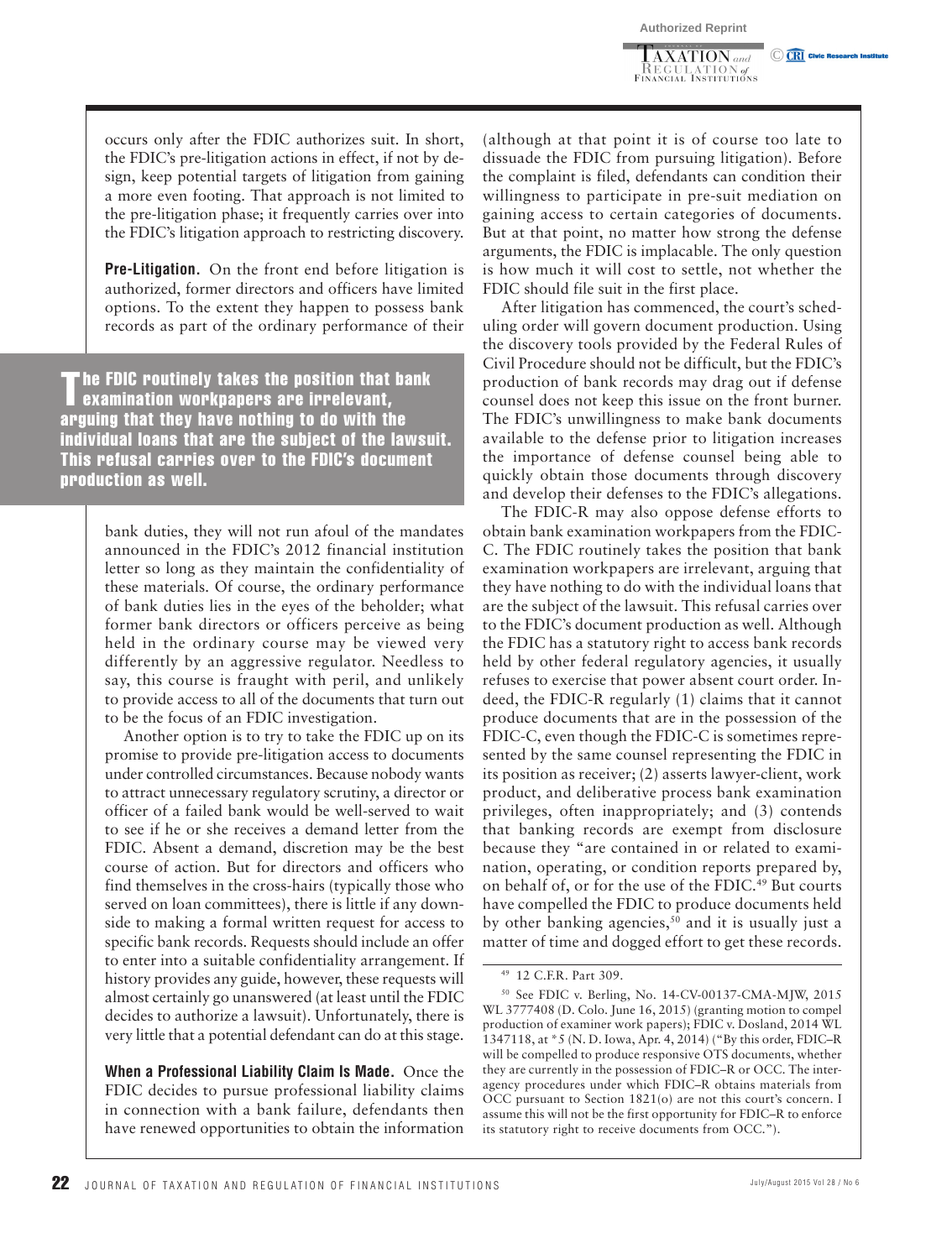occurs only after the FDIC authorizes suit. In short, the FDIC's pre-litigation actions in effect, if not by design, keep potential targets of litigation from gaining a more even footing. That approach is not limited to the pre-litigation phase; it frequently carries over into the FDIC's litigation approach to restricting discovery.

**Pre-Litigation.** On the front end before litigation is authorized, former directors and officers have limited options. To the extent they happen to possess bank records as part of the ordinary performance of their bank duties, they will not run afoul of the mandates announced in the FDIC's 2012 financial institution letter so long as they maintain the confidentiality of these materials. Of course, the ordinary performance of bank duties lies in the eyes of the beholder; what former bank directors or officers perceive as being held in the ordinary course may be viewed very differently by an aggressive regulator. Needless to say, this course is fraught with peril, and unlikely to provide access to all of the documents that turn out to be the focus of an FDIC investigation.

> **The FDIC routinely takes the position that bank examination workpapers are irrelevant, arguing that they have nothing to do with the individual loans that are the subject of the lawsuit. This refusal carries over to the FDIC's document production as well.**

Another option is to try to take the FDIC up on its promise to provide pre-litigation access to documents under controlled circumstances. Because nobody wants to attract unnecessary regulatory scrutiny, a director or officer of a failed bank would be well-served to wait to see if he or she receives a demand letter from the FDIC. Absent a demand, discretion may be the best course of action. But for directors and officers who find themselves in the cross-hairs (typically those who served on loan committees), there is little if any downside to making a formal written request for access to specific bank records. Requests should include an offer to enter into a suitable confidentiality arrangement. If history provides any guide, however, these requests will almost certainly go unanswered (at least until the FDIC decides to authorize a lawsuit). Unfortunately, there is very little that a potential defendant can do at this stage.

**When a Professional Liability Claim Is Made.** Once the FDIC decides to pursue professional liability claims in connection with a bank failure, defendants then have renewed opportunities to obtain the information (although at that point it is of course too late to dissuade the FDIC from pursuing litigation). Before the complaint is filed, defendants can condition their willingness to participate in pre-suit mediation on gaining access to certain categories of documents. But at that point, no matter how strong the defense arguments, the FDIC is implacable. The only question is how much it will cost to settle, not whether the FDIC should file suit in the first place.

After litigation has commenced, the court's scheduling order will govern document production. Using the discovery tools provided by the Federal Rules of Civil Procedure should not be difficult, but the FDIC's production of bank records may drag out if defense counsel does not keep this issue on the front burner. The FDIC's unwillingness to make bank documents available to the defense prior to litigation increases the importance of defense counsel being able to quickly obtain those documents through discovery and develop their defenses to the FDIC's allegations.

The FDIC-R may also oppose defense efforts to obtain bank examination workpapers from the FDIC-C. The FDIC routinely takes the position that bank examination workpapers are irrelevant, arguing that they have nothing to do with the individual loans that are the subject of the lawsuit. This refusal carries over to the FDIC's document production as well. Although the FDIC has a statutory right to access bank records held by other federal regulatory agencies, it usually refuses to exercise that power absent court order. Indeed, the FDIC-R regularly (1) claims that it cannot produce documents that are in the possession of the FDIC-C, even though the FDIC-C is sometimes represented by the same counsel representing the FDIC in its position as receiver; (2) asserts lawyer-client, work product, and deliberative process bank examination privileges, often inappropriately; and (3) contends that banking records are exempt from disclosure because they "are contained in or related to examination, operating, or condition reports prepared by, on behalf of, or for the use of the FDIC.[49] But courts have compelled the FDIC to produce documents held by other banking agencies,[50] and it is usually just a matter of time and dogged effort to get these records.

---

[49] 12 C.F.R. Part 309.

[50] See FDIC v. Berling, No. 14-CV-00137-CMA-MJW, 2015 WL 3777408 (D. Colo. June 16, 2015) (granting motion to compel production of examiner work papers); FDIC v. Dosland, 2014 WL 1347118, at *5 (N. D. Iowa, Apr. 4, 2014) ("By this order, FDIC–R will be compelled to produce responsive OTS documents, whether they are currently in the possession of FDIC–R or OCC. The interagency procedures under which FDIC–R obtains materials from OCC pursuant to Section 1821(o) are not this court's concern. I assume this will not be the first opportunity for FDIC–R to enforce its statutory right to receive documents from OCC.").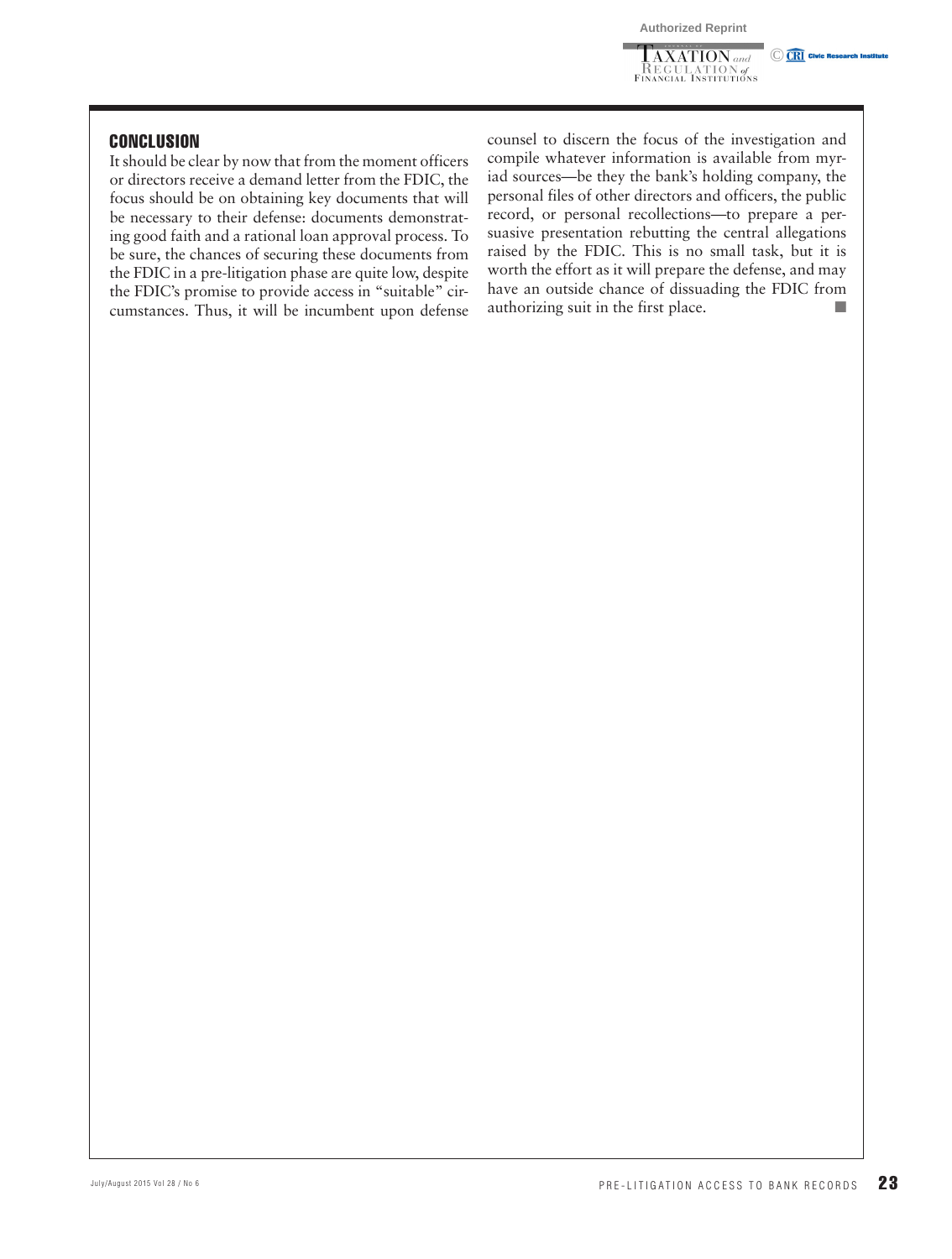## CONCLUSION

It should be clear by now that from the moment officers or directors receive a demand letter from the FDIC, the focus should be on obtaining key documents that will be necessary to their defense: documents demonstrating good faith and a rational loan approval process. To be sure, the chances of securing these documents from the FDIC in a pre-litigation phase are quite low, despite the FDIC's promise to provide access in "suitable" circumstances. Thus, it will be incumbent upon defense counsel to discern the focus of the investigation and compile whatever information is available from myriad sources—be they the bank's holding company, the personal files of other directors and officers, the public record, or personal recollections—to prepare a persuasive presentation rebutting the central allegations raised by the FDIC. This is no small task, but it is worth the effort as it will prepare the defense, and may have an outside chance of dissuading the FDIC from authorizing suit in the first place. ■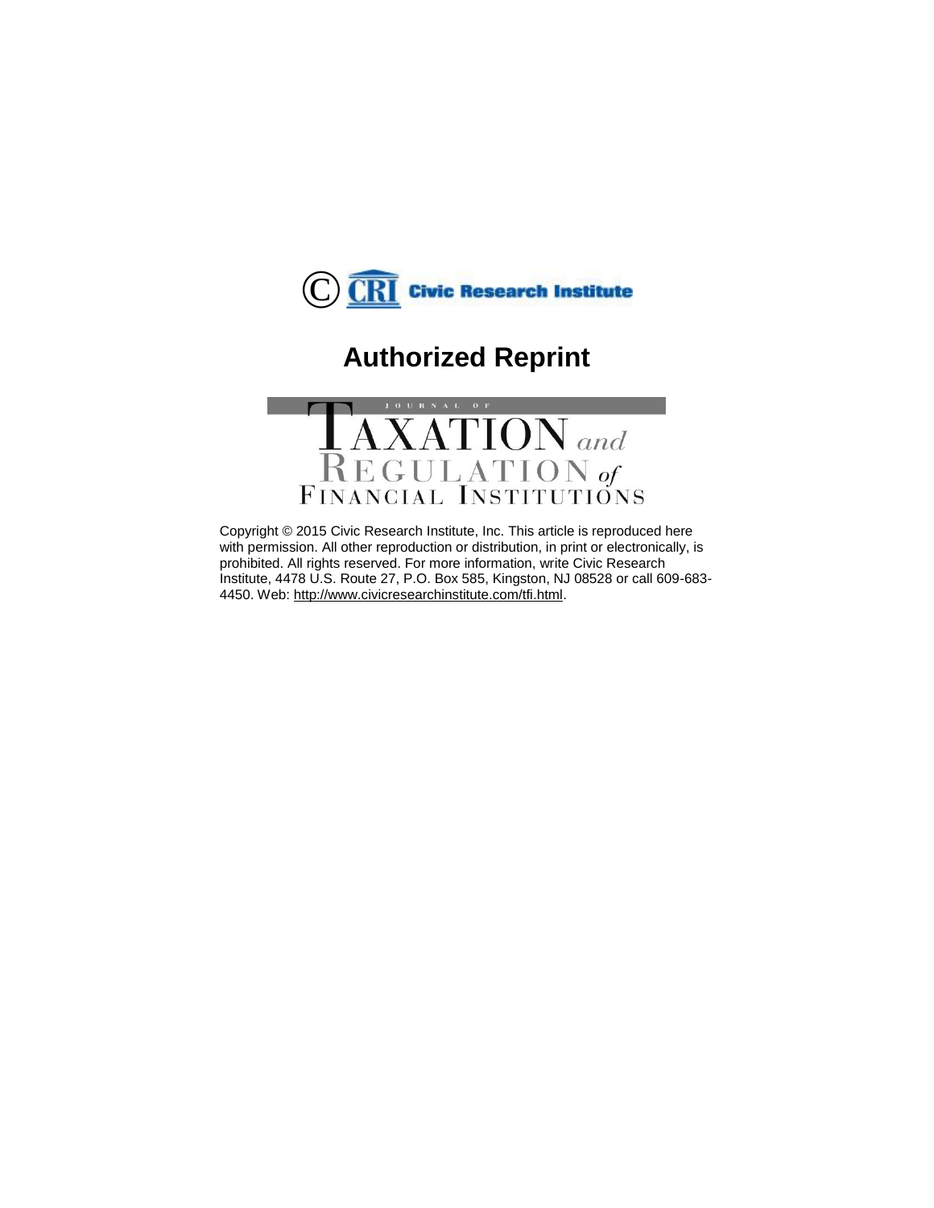© CRI Civic Research Institute

# Authorized Reprint

JOURNAL OF TAXATION and REGULATION of FINANCIAL INSTITUTIONS

Copyright © 2015 Civic Research Institute, Inc. This article is reproduced here with permission. All other reproduction or distribution, in print or electronically, is prohibited. All rights reserved. For more information, write Civic Research Institute, 4478 U.S. Route 27, P.O. Box 585, Kingston, NJ 08528 or call 609-683-4450. Web: http://www.civicresearchinstitute.com/tfi.html.